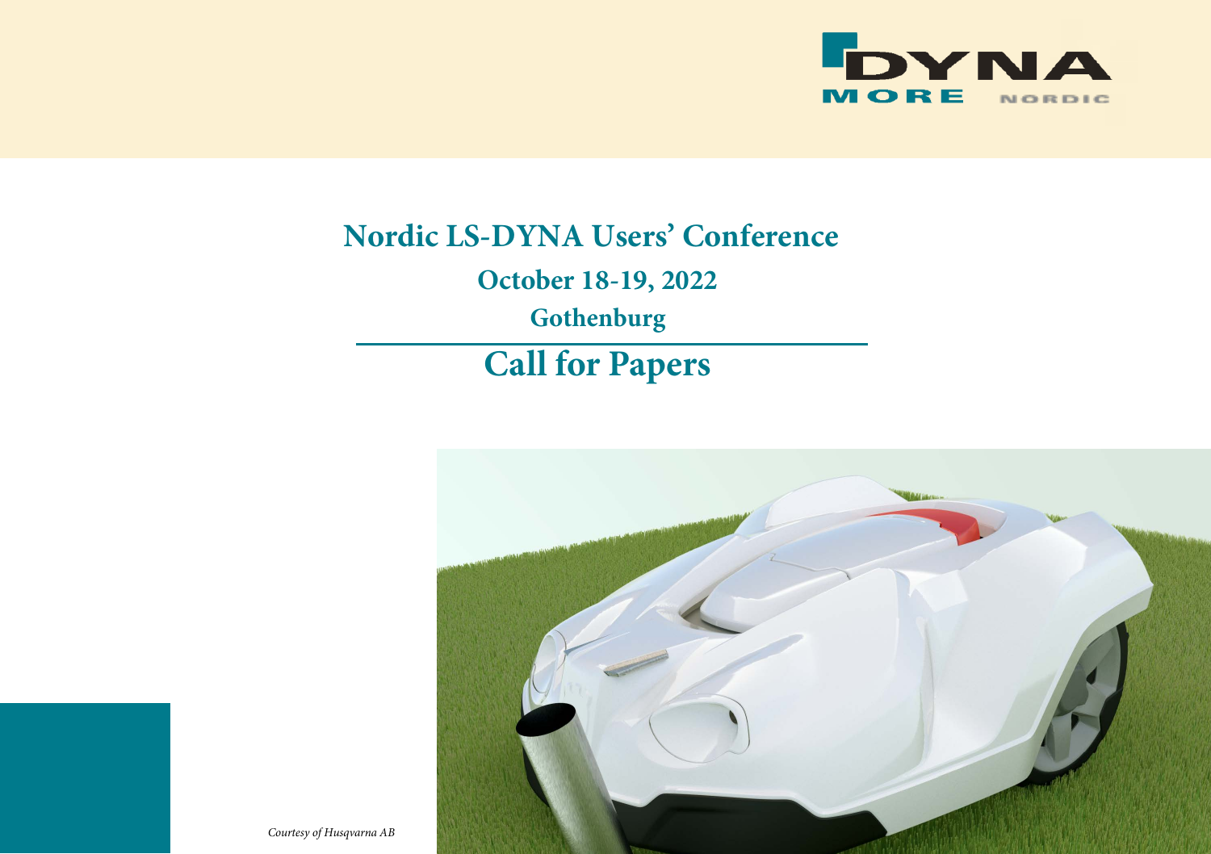DYNA MORE NORDIC

# Nordic LS-DYNA Users' Conference

## October 18-19, 2022

## Gothenburg

# Call for Papers

*Courtesy of Husqvarna AB*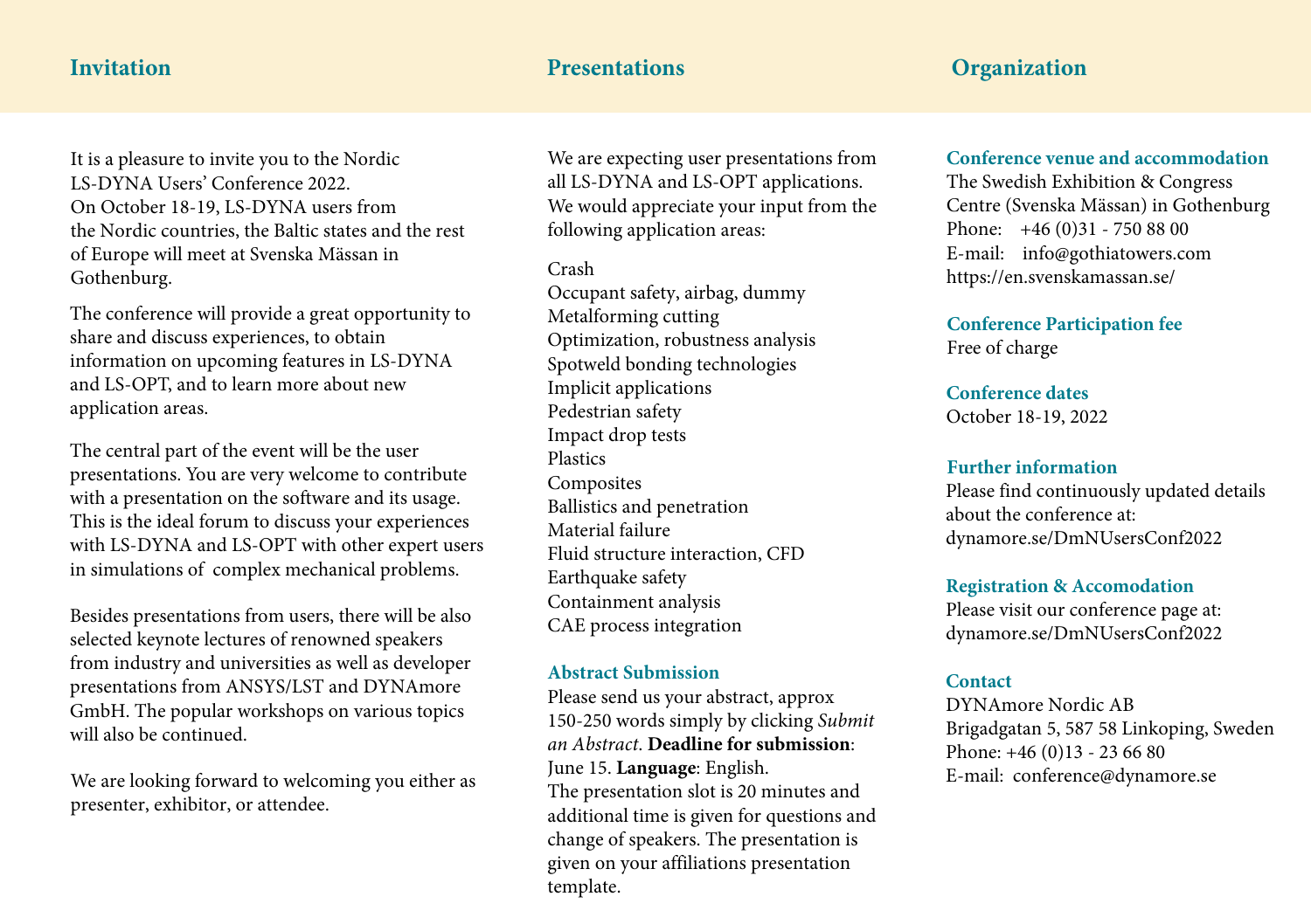## Invitation

It is a pleasure to invite you to the Nordic LS-DYNA Users' Conference 2022. On October 18-19, LS-DYNA users from the Nordic countries, the Baltic states and the rest of Europe will meet at Svenska Mässan in Gothenburg.

The conference will provide a great opportunity to share and discuss experiences, to obtain information on upcoming features in LS-DYNA and LS-OPT, and to learn more about new application areas.

The central part of the event will be the user presentations. You are very welcome to contribute with a presentation on the software and its usage. This is the ideal forum to discuss your experiences with LS-DYNA and LS-OPT with other expert users in simulations of complex mechanical problems.

Besides presentations from users, there will be also selected keynote lectures of renowned speakers from industry and universities as well as developer presentations from ANSYS/LST and DYNAmore GmbH. The popular workshops on various topics will also be continued.

We are looking forward to welcoming you either as presenter, exhibitor, or attendee.

## Presentations

We are expecting user presentations from all LS-DYNA and LS-OPT applications. We would appreciate your input from the following application areas:

Crash
Occupant safety, airbag, dummy
Metalforming cutting
Optimization, robustness analysis
Spotweld bonding technologies
Implicit applications
Pedestrian safety
Impact drop tests
Plastics
Composites
Ballistics and penetration
Material failure
Fluid structure interaction, CFD
Earthquake safety
Containment analysis
CAE process integration

### Abstract Submission

Please send us your abstract, approx 150-250 words simply by clicking *Submit an Abstract*. **Deadline for submission**: June 15. **Language**: English. The presentation slot is 20 minutes and additional time is given for questions and change of speakers. The presentation is given on your affiliations presentation template.

## Organization

### Conference venue and accommodation

The Swedish Exhibition & Congress Centre (Svenska Mässan) in Gothenburg
Phone: +46 (0)31 - 750 88 00
E-mail: info@gothiatowers.com
https://en.svenskamassan.se/

### Conference Participation fee

Free of charge

### Conference dates

October 18-19, 2022

### Further information

Please find continuously updated details about the conference at:
dynamore.se/DmNUsersConf2022

### Registration & Accomodation

Please visit our conference page at:
dynamore.se/DmNUsersConf2022

### Contact

DYNAmore Nordic AB
Brigadgatan 5, 587 58 Linkoping, Sweden
Phone: +46 (0)13 - 23 66 80
E-mail: conference@dynamore.se